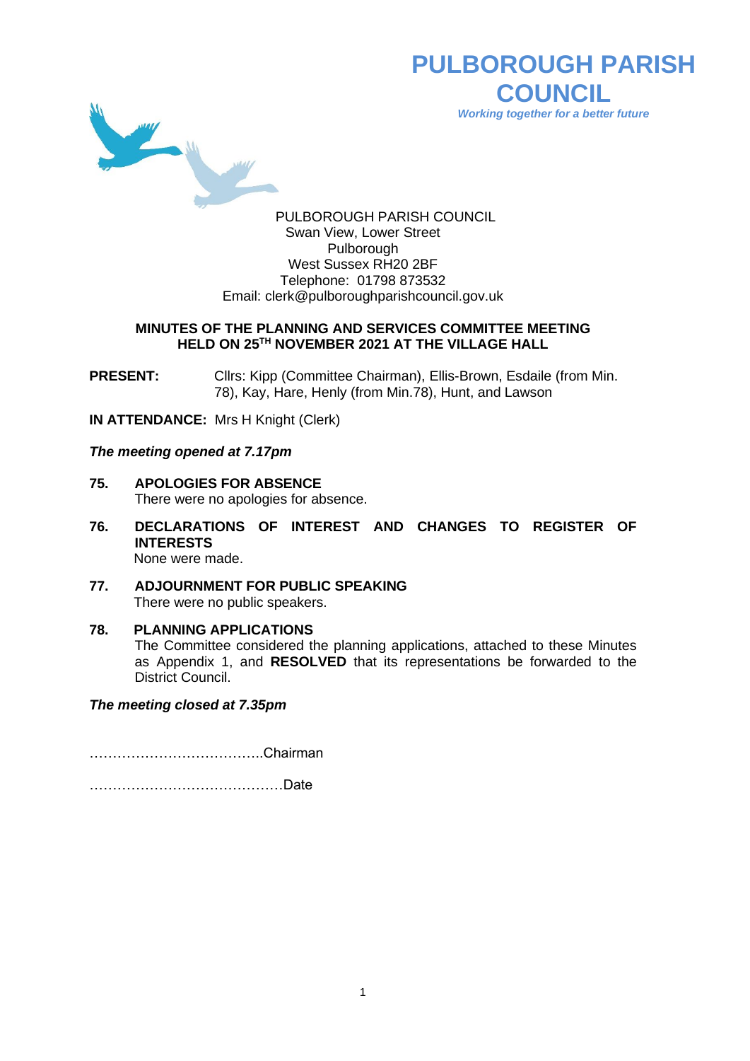# PULBOROUGH PARISH COUNCIL

*Working together for a better future*

PULBOROUGH PARISH COUNCIL
Swan View, Lower Street
Pulborough
West Sussex RH20 2BF
Telephone: 01798 873532
Email: clerk@pulboroughparishcouncil.gov.uk

## MINUTES OF THE PLANNING AND SERVICES COMMITTEE MEETING HELD ON 25TH NOVEMBER 2021 AT THE VILLAGE HALL

**PRESENT:** Cllrs: Kipp (Committee Chairman), Ellis-Brown, Esdaile (from Min. 78), Kay, Hare, Henly (from Min.78), Hunt, and Lawson

**IN ATTENDANCE:** Mrs H Knight (Clerk)

***The meeting opened at 7.17pm***

**75. APOLOGIES FOR ABSENCE**
There were no apologies for absence.

**76. DECLARATIONS OF INTEREST AND CHANGES TO REGISTER OF INTERESTS**
None were made.

**77. ADJOURNMENT FOR PUBLIC SPEAKING**
There were no public speakers.

**78. PLANNING APPLICATIONS**
The Committee considered the planning applications, attached to these Minutes as Appendix 1, and **RESOLVED** that its representations be forwarded to the District Council.

***The meeting closed at 7.35pm***

………………………………..Chairman

……………………………………Date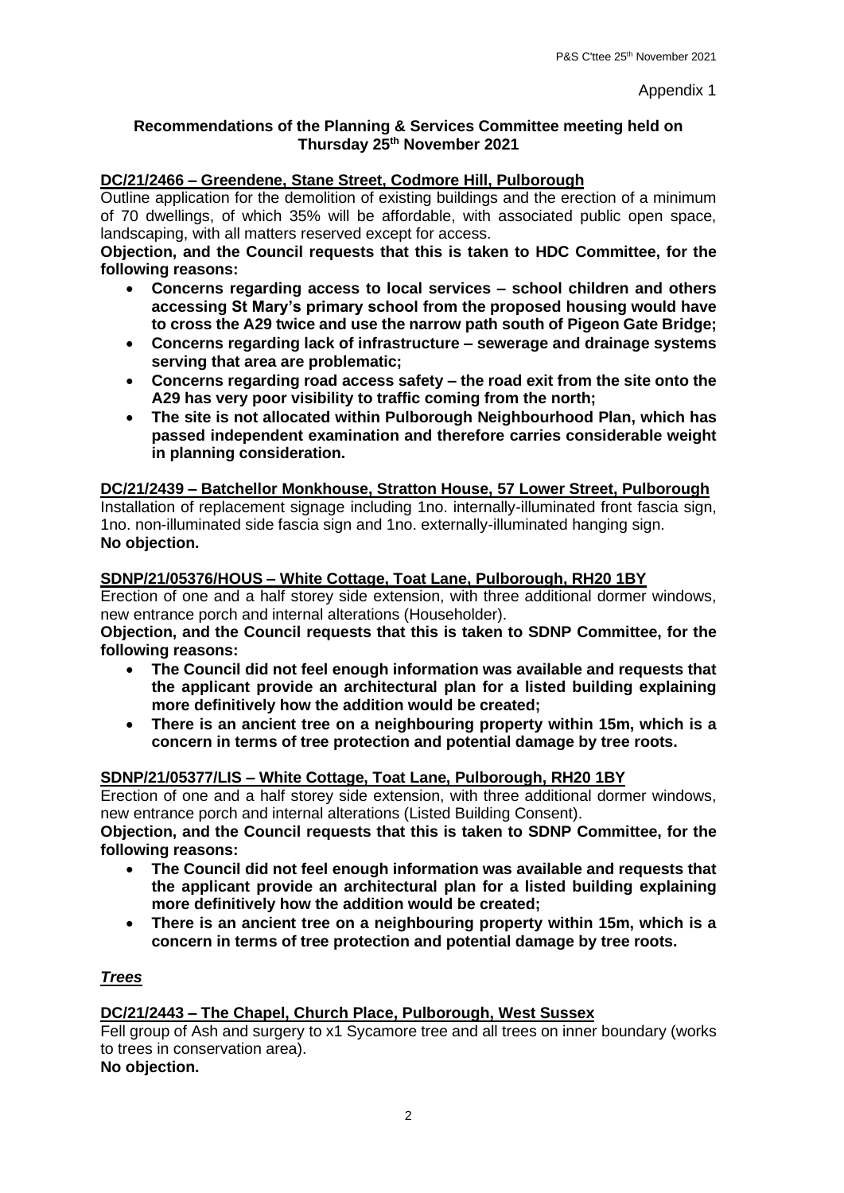Appendix 1

**Recommendations of the Planning & Services Committee meeting held on Thursday 25th November 2021**

**DC/21/2466 – Greendene, Stane Street, Codmore Hill, Pulborough**

Outline application for the demolition of existing buildings and the erection of a minimum of 70 dwellings, of which 35% will be affordable, with associated public open space, landscaping, with all matters reserved except for access.

**Objection, and the Council requests that this is taken to HDC Committee, for the following reasons:**

- **Concerns regarding access to local services – school children and others accessing St Mary's primary school from the proposed housing would have to cross the A29 twice and use the narrow path south of Pigeon Gate Bridge;**
- **Concerns regarding lack of infrastructure – sewerage and drainage systems serving that area are problematic;**
- **Concerns regarding road access safety – the road exit from the site onto the A29 has very poor visibility to traffic coming from the north;**
- **The site is not allocated within Pulborough Neighbourhood Plan, which has passed independent examination and therefore carries considerable weight in planning consideration.**

**DC/21/2439 – Batchellor Monkhouse, Stratton House, 57 Lower Street, Pulborough**

Installation of replacement signage including 1no. internally-illuminated front fascia sign, 1no. non-illuminated side fascia sign and 1no. externally-illuminated hanging sign.

**No objection.**

**SDNP/21/05376/HOUS – White Cottage, Toat Lane, Pulborough, RH20 1BY**

Erection of one and a half storey side extension, with three additional dormer windows, new entrance porch and internal alterations (Householder).

**Objection, and the Council requests that this is taken to SDNP Committee, for the following reasons:**

- **The Council did not feel enough information was available and requests that the applicant provide an architectural plan for a listed building explaining more definitively how the addition would be created;**
- **There is an ancient tree on a neighbouring property within 15m, which is a concern in terms of tree protection and potential damage by tree roots.**

**SDNP/21/05377/LIS – White Cottage, Toat Lane, Pulborough, RH20 1BY**

Erection of one and a half storey side extension, with three additional dormer windows, new entrance porch and internal alterations (Listed Building Consent).

**Objection, and the Council requests that this is taken to SDNP Committee, for the following reasons:**

- **The Council did not feel enough information was available and requests that the applicant provide an architectural plan for a listed building explaining more definitively how the addition would be created;**
- **There is an ancient tree on a neighbouring property within 15m, which is a concern in terms of tree protection and potential damage by tree roots.**

***Trees***

**DC/21/2443 – The Chapel, Church Place, Pulborough, West Sussex**

Fell group of Ash and surgery to x1 Sycamore tree and all trees on inner boundary (works to trees in conservation area).

**No objection.**